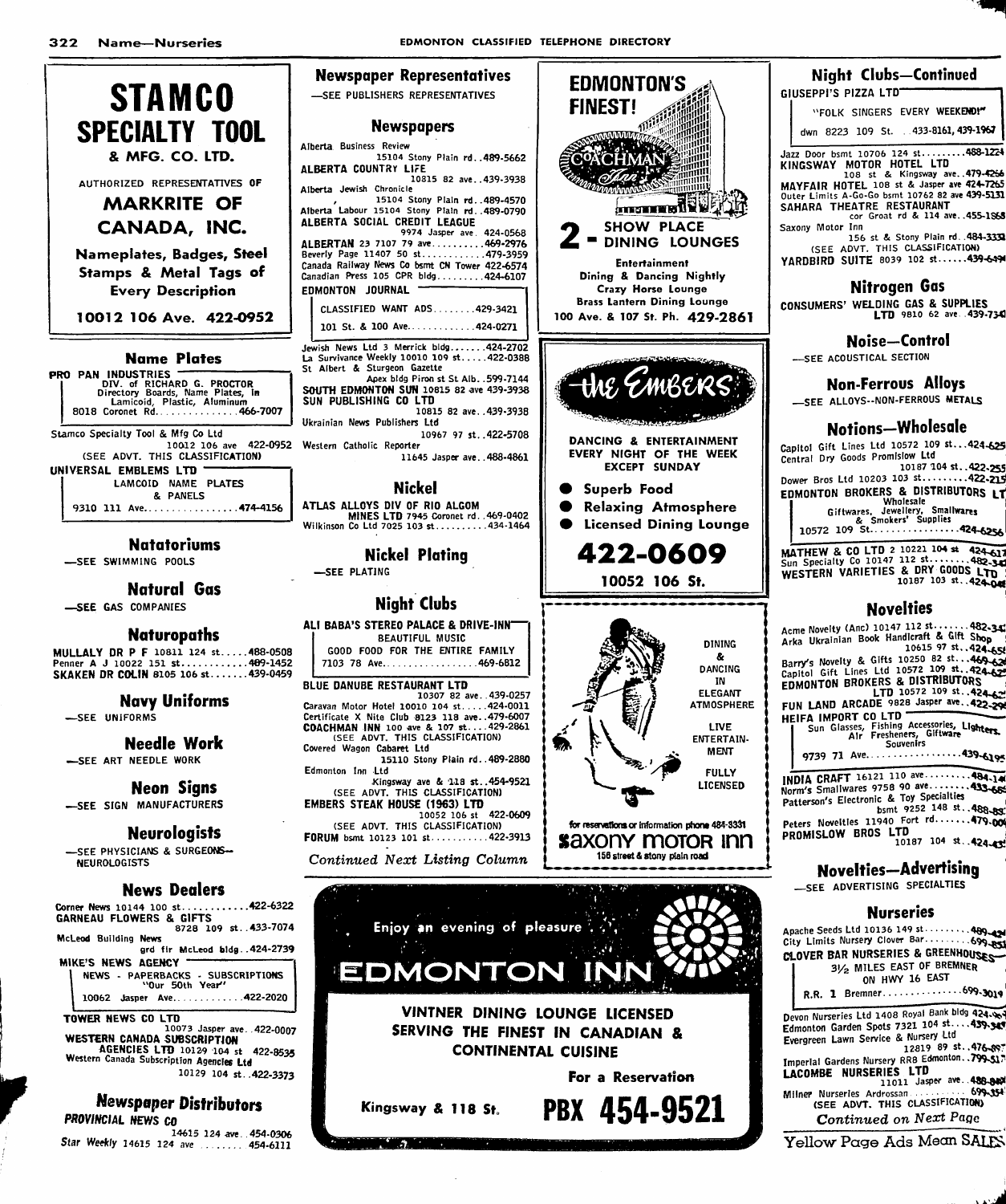**STAMCO SPECIALTY TOOL**

**& MFG. CO. LTD.**

AUTHORIZED REPRESENTATIVES OF

**MARKRITE OF CANADA, INC.**

**Nameplates, Badges, Steel Stamps & Metal Tags of Every Description**

**10012 106 Ave. 422-0952**

## Name Plates

**PRO PAN INDUSTRIES**
DIV. of RICHARD G. PROCTOR
Directory Boards, Name Plates, in Lamicoid, Plastic, Aluminum
8018 Coronet Rd...............466-7007

Stamco Specialty Tool & Mfg Co Ltd
10012 106 ave 422-0952
(SEE ADVT. THIS CLASSIFICATION)

**UNIVERSAL EMBLEMS LTD**
LAMCOID NAME PLATES & PANELS
9310 111 Ave.................474-4156

## Natatoriums

—SEE SWIMMING POOLS

## Natural Gas

—SEE GAS COMPANIES

## Naturopaths

**MULLALY DR P F** 10811 124 st.....488-0508
Penner A J 10022 151 st...........489-1452
**SKAKEN DR COLIN** 8105 106 st.......439-0459

## Navy Uniforms

—SEE UNIFORMS

## Needle Work

—SEE ART NEEDLE WORK

## Neon Signs

—SEE SIGN MANUFACTURERS

## Neurologists

—SEE PHYSICIANS & SURGEONS—NEUROLOGISTS

## News Dealers

Corner News 10144 100 st...........422-6322
**GARNEAU FLOWERS & GIFTS**
8728 109 st..433-7074
McLeod Building News
grd flr McLeod bldg..424-2739

**MIKE'S NEWS AGENCY**
NEWS - PAPERBACKS - SUBSCRIPTIONS
"Our 50th Year"
10062 Jasper Ave.............422-2020

**TOWER NEWS CO LTD**
10073 Jasper ave..422-0007
**WESTERN CANADA SUBSCRIPTION AGENCIES LTD** 10129 104 st 422-8535
Western Canada Subscription Agencies Ltd
10129 104 st..422-3373

## Newspaper Distributors

***PROVINCIAL NEWS CO***
14615 124 ave..454-0306
*Star Weekly* 14615 124 ave ........454-6111

## Newspaper Representatives

—SEE PUBLISHERS REPRESENTATIVES

## Newspapers

Alberta Business Review
15104 Stony Plain rd..489-5662
**ALBERTA COUNTRY LIFE**
10815 82 ave..439-3938
Alberta Jewish Chronicle
15104 Stony Plain rd..489-4570
Alberta Labour 15104 Stony Plain rd..489-0790
**ALBERTA SOCIAL CREDIT LEAGUE**
9974 Jasper ave. 424-0568
**ALBERTAN** 23 7107 79 ave..........469-2976
Beverly Page 11407 50 st............479-3959
Canada Railway News Co bsmt CN Tower 422-6574
Canadian Press 105 CPR bldg.........424-6107

**EDMONTON JOURNAL**
CLASSIFIED WANT ADS........429-3421
101 St. & 100 Ave.............424-0271

Jewish News Ltd 3 Merrick bldg.......424-2702
La Survivance Weekly 10010 109 st.....422-0388
St Albert & Sturgeon Gazette
Apex bldg Piron st St Alb..599-7144
**SOUTH EDMONTON SUN** 10815 82 ave 439-3938
**SUN PUBLISHING CO LTD**
10815 82 ave..439-3938
Ukrainian News Publishers Ltd
10967 97 st..422-5708
Western Catholic Reporter
11645 Jasper ave..488-4861

## Nickel

**ATLAS ALLOYS DIV OF RIO ALGOM MINES LTD** 7945 Coronet rd..469-0402
Wilkinson Co Ltd 7025 103 st..........434-1464

## Nickel Plating

—SEE PLATING

## Night Clubs

**ALI BABA'S STEREO PALACE & DRIVE-INN**
BEAUTIFUL MUSIC
GOOD FOOD FOR THE ENTIRE FAMILY
7103 78 Ave.................469-6812

**BLUE DANUBE RESTAURANT LTD**
10307 82 ave..439-0257
Caravan Motor Hotel 10010 104 st......424-0011
Certificate X Nite Club 8123 118 ave..479-6007
**COACHMAN INN** 100 ave & 107 st....429-2861
(SEE ADVT. THIS CLASSIFICATION)
Covered Wagon Cabaret Ltd
15110 Stony Plain rd..489-2880
Edmonton Inn Ltd
Kingsway ave & 118 st..454-9521
(SEE ADVT. THIS CLASSIFICATION)
**EMBERS STEAK HOUSE (1963) LTD**
10052 106 st 422-0609
(SEE ADVT. THIS CLASSIFICATION)
**FORUM** bsmt 10123 101 st...........422-3913

*Continued Next Listing Column*

**EDMONTON'S FINEST!**

Coachman Inn

**2 - SHOW PLACE DINING LOUNGES**

**Entertainment**
**Dining & Dancing Nightly**
**Crazy Horse Lounge**
**Brass Lantern Dining Lounge**
**100 Ave. & 107 St. Ph. 429-2861**

**the Embers**

**DANCING & ENTERTAINMENT EVERY NIGHT OF THE WEEK EXCEPT SUNDAY**

- **Superb Food**
- **Relaxing Atmosphere**
- **Licensed Dining Lounge**

**422-0609**

**10052 106 St.**

DINING & DANCING IN ELEGANT ATMOSPHERE

LIVE ENTERTAINMENT

FULLY LICENSED

for reservations or information phone 484-3331

**saxony motor inn**
156 street & stony plain road

Enjoy an evening of pleasure ...

**EDMONTON INN**

**VINTNER DINING LOUNGE LICENSED SERVING THE FINEST IN CANADIAN & CONTINENTAL CUISINE**

**For a Reservation**

**Kingsway & 118 St. PBX 454-9521**

## Night Clubs—Continued

**GIUSEPPI'S PIZZA LTD**
"FOLK SINGERS EVERY WEEKEND!"
dwn 8223 109 St. ..433-8161, 439-1967

Jazz Door bsmt 10706 124 st.........488-1224
**KINGSWAY MOTOR HOTEL LTD**
108 st & Kingsway ave..479-4256
**MAYFAIR HOTEL** 108 st & Jasper ave 424-7265
Outer Limits A-Go-Go bsmt 10762 82 ave 439-5131
**SAHARA THEATRE RESTAURANT**
cor Groat rd & 114 ave..455-1568
Saxony Motor Inn
156 st & Stony Plain rd..484-3331
(SEE ADVT. THIS CLASSIFICATION)
**YARDBIRD SUITE** 8039 102 st......439-6494

## Nitrogen Gas

**CONSUMERS' WELDING GAS & SUPPLIES LTD** 9810 62 ave..439-7340

## Noise—Control

—SEE ACOUSTICAL SECTION

## Non-Ferrous Alloys

—SEE ALLOYS--NON-FERROUS METALS

## Notions—Wholesale

Capitol Gift Lines Ltd 10572 109 st...424-625
Central Dry Goods Promislow Ltd
10187 104 st..422-255
Dower Bros Ltd 10203 103 st..........422-215

**EDMONTON BROKERS & DISTRIBUTORS LT**
Wholesale
Giftwares, Jewellery, Smallwares & Smokers' Supplies
10572 109 St.................424-6256

**MATHEW & CO LTD** 2 10221 104 st 424-617
Sun Specialty Co 10147 112 st........482-34
**WESTERN VARIETIES & DRY GOODS LTD**
10187 103 st..424-04

## Novelties

Acme Novelty (Anc) 10147 112 st.......482-34
Arka Ukrainian Book Handicraft & Gift Shop
10615 97 st..424-65
Barry's Novelty & Gifts 10250 82 st...469-63
Capitol Gift Lines Ltd 10572 109 st..424-62
**EDMONTON BROKERS & DISTRIBUTORS LTD** 10572 109 st..424-62
**FUN LAND ARCADE** 9828 Jasper ave..422-29

**HEIFA IMPORT CO LTD**
Sun Glasses, Fishing Accessories, Lighters, Air Fresheners, Giftware Souvenirs
9739 71 Ave.................439-6195

**INDIA CRAFT** 16121 110 ave.........484-14
Norm's Smallwares 9758 90 ave........433-66
Patterson's Electronic & Toy Specialties
bsmt 9252 148 st..488-83
Peters Novelties 11940 Fort rd.......479-00
**PROMISLOW BROS LTD**
10187 104 st..424-43

## Novelties—Advertising

—SEE ADVERTISING SPECIALTIES

## Nurseries

Apache Seeds Ltd 10136 149 st.........489-43
City Limits Nursery Clover Bar.........699-85

**CLOVER BAR NURSERIES & GREENHOUSES**
3½ MILES EAST OF BREMNER ON HWY 16 EAST
R.R. 1 Bremner...............699-3019

Devon Nurseries Ltd 1408 Royal Bank bldg 424-9
Edmonton Garden Spots 7321 104 st....439-34
Evergreen Lawn Service & Nursery Ltd
12819 89 st..476-89
Imperial Gardens Nursery RRB Edmonton..799-51
**LACOMBE NURSERIES LTD**
11011 Jasper ave..488-84
Milner Nurseries Ardrossan...........699-354
(SEE ADVT. THIS CLASSIFICATION)

*Continued on Next Page*

Yellow Page Ads Mean SALES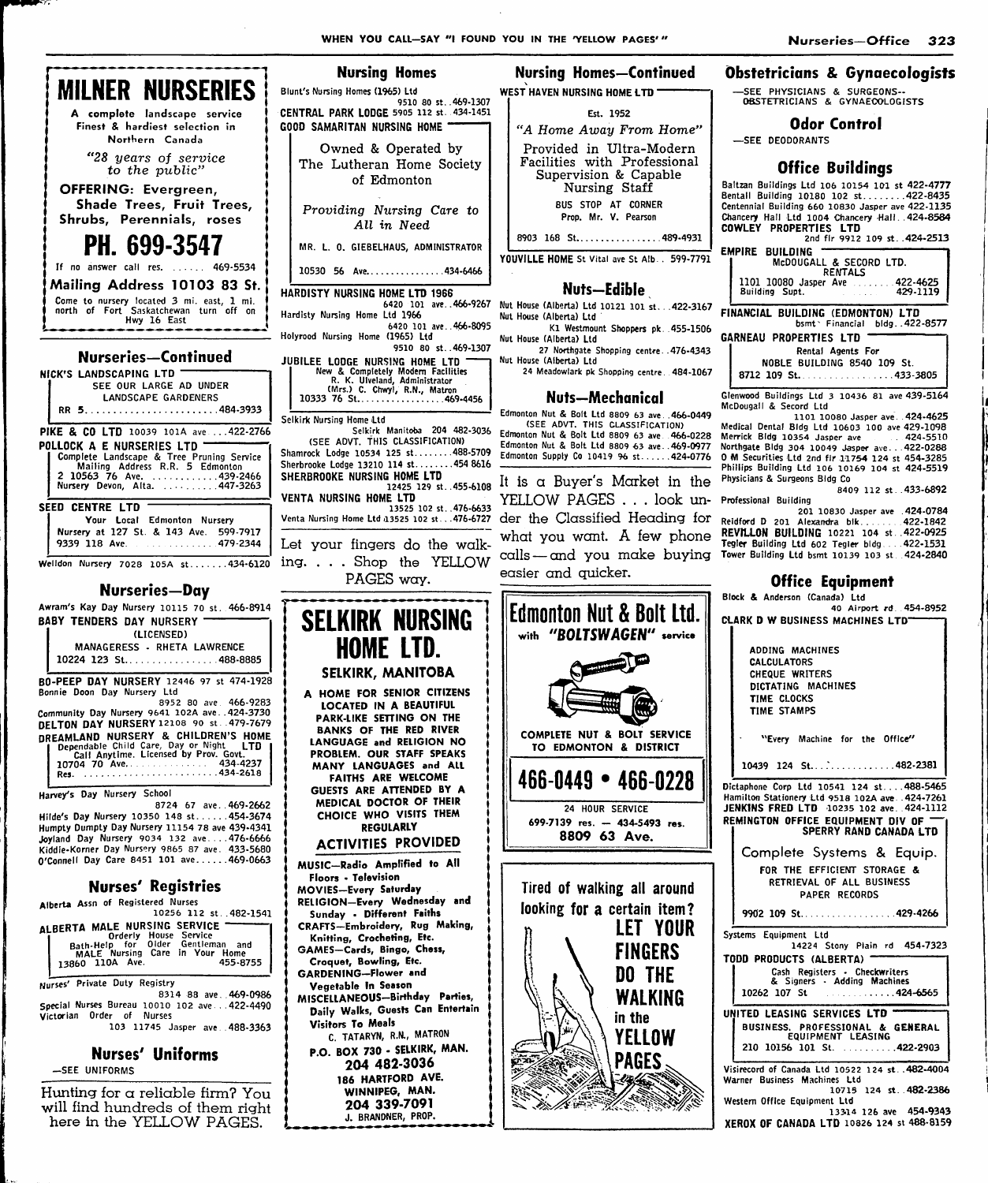**MILNER NURSERIES**

A complete landscape service
Finest & hardiest selection in Northern Canada

*"28 years of service to the public"*

**OFFERING: Evergreen, Shade Trees, Fruit Trees, Shrubs, Perennials, roses**

**PH. 699-3547**

If no answer call res. ....... 469-5534

**Mailing Address 10103 83 St.**

Come to nursery located 3 mi. east, 1 mi. north of Fort Saskatchewan turn off on Hwy 16 East

## Nurseries—Continued

**NICK'S LANDSCAPING LTD**
SEE OUR LARGE AD UNDER LANDSCAPE GARDENERS
RR 5........................484-3933

**PIKE & CO LTD** 10039 101A ave ...422-2766

**POLLOCK A E NURSERIES LTD**
Complete Landscape & Tree Pruning Service
Mailing Address R.R. 5 Edmonton
2 10563 76 Ave. ............439-2466
Nursery Devon, Alta. ..........447-3263

**SEED CENTRE LTD**
Your Local Edmonton Nursery
Nursery at 127 St. & 143 Ave. 599-7917
9339 118 Ave. ............ 479-2344

Welldon Nursery 7028 105A st.......434-6120

## Nurseries—Day

Awram's Kay Day Nursery 10115 70 st. 466-8914

**BABY TENDERS DAY NURSERY**
(LICENSED)
MANAGERESS - RHETA LAWRENCE
10224 123 St................488-8885

**BO-PEEP DAY NURSERY** 12446 97 st 474-1928

Bonnie Doon Day Nursery Ltd
8952 80 ave 466-9283

Community Day Nursery 9641 102A ave..424-3730

**DELTON DAY NURSERY** 12108 90 st..479-7679

**DREAMLAND NURSERY & CHILDREN'S HOME LTD**
Dependable Child Care, Day or Night
Call Anytime. Licensed by Prov. Govt.
10704 70 Ave................ 434-4237
Res. ........................434-2618

Harvey's Day Nursery School
8724 67 ave..469-2662

Hilde's Day Nursery 10350 148 st......454-3674

Humpty Dumpty Day Nursery 11154 78 ave 439-4341

Joyland Day Nursery 9034 132 ave.... 476-6666

Kiddie-Korner Day Nursery 9865 87 ave. 433-5680

O'Connell Day Care 8451 101 ave......469-0663

## Nurses' Registries

Alberta Assn of Registered Nurses
10256 112 st..482-1541

**ALBERTA MALE NURSING SERVICE**
Orderly House Service
Bath-Help for Older Gentleman and MALE Nursing Care in Your Home
13860 110A Ave. 455-8755

Nurses' Private Duty Registry
8314 88 ave..469-0986

Special Nurses Bureau 10010 102 ave...422-4490

Victorian Order of Nurses
103 11745 Jasper ave..488-3363

## Nurses' Uniforms

—SEE UNIFORMS

Hunting for a reliable firm? You will find hundreds of them right here in the YELLOW PAGES.

## Nursing Homes

Blunt's Nursing Homes (1965) Ltd
9510 80 st..469-1307

**CENTRAL PARK LODGE** 5905 112 st..434-1451

**GOOD SAMARITAN NURSING HOME**
Owned & Operated by The Lutheran Home Society of Edmonton
*Providing Nursing Care to All in Need*
MR. L. O. GIEBELHAUS, ADMINISTRATOR
10530 56 Ave...............434-6466

**HARDISTY NURSING HOME LTD 1966**
6420 101 ave..466-9267

Hardisty Nursing Home Ltd 1966
6420 101 ave..466-8095

Holyrood Nursing Home (1965) Ltd
9510 80 st..469-1307

**JUBILEE LODGE NURSING HOME LTD**
New & Completely Modern Facilities
R. K. Ulveland, Administrator
(Mrs.) C. Chwyl, R.N., Matron
10333 76 St.................469-4456

Selkirk Nursing Home Ltd
Selkirk Manitoba 204 482-3036
(SEE ADVT. THIS CLASSIFICATION)

Shamrock Lodge 10534 125 st........488-5709

Sherbrooke Lodge 13210 114 st........454 8616

**SHERBROOKE NURSING HOME LTD**
12425 129 st..455-6108

**VENTA NURSING HOME LTD**
13525 102 st..476-6633

Venta Nursing Home Ltd 13525 102 st...476-6727

Let your fingers do the walking. . . . Shop the YELLOW PAGES way.

**SELKIRK NURSING HOME LTD.**

**SELKIRK, MANITOBA**

**A HOME FOR SENIOR CITIZENS LOCATED IN A BEAUTIFUL PARK-LIKE SETTING ON THE BANKS OF THE RED RIVER LANGUAGE and RELIGION NO PROBLEM. OUR STAFF SPEAKS MANY LANGUAGES and ALL FAITHS ARE WELCOME GUESTS ARE ATTENDED BY A MEDICAL DOCTOR OF THEIR CHOICE WHO VISITS THEM REGULARLY**

**ACTIVITIES PROVIDED**

**MUSIC**—Radio Amplified to All Floors - Television
**MOVIES**—Every Saturday
**RELIGION**—Every Wednesday and Sunday - Different Faiths
**CRAFTS**—Embroidery, Rug Making, Knitting, Crocheting, Etc.
**GAMES**—Cards, Bingo, Chess, Croquet, Bowling, Etc.
**GARDENING**—Flower and Vegetable In Season
**MISCELLANEOUS**—Birthday Parties, Daily Walks, Guests Can Entertain Visitors To Meals

C. TATARYN, R.N., MATRON
**P.O. BOX 730 - SELKIRK, MAN.**
**204 482-3036**
**186 HARTFORD AVE.**
**WINNIPEG, MAN.**
**204 339-7091**
J. BRANDNER, PROP.

## Nursing Homes—Continued

**WEST HAVEN NURSING HOME LTD**
Est. 1952
*"A Home Away From Home"*
Provided in Ultra-Modern Facilities with Professional Supervision & Capable Nursing Staff
BUS STOP AT CORNER
Prop. Mr. V. Pearson
8903 168 St.................489-4931

**YOUVILLE HOME** St Vital ave St Alb.. 599-7791

## Nuts—Edible

Nut House (Alberta) Ltd 10121 101 st...422-3167

Nut House (Alberta) Ltd
K1 Westmount Shoppers pk..455-1506

Nut House (Alberta) Ltd
27 Northgate Shopping centre..476-4343

Nut House (Alberta) Ltd
24 Meadowlark pk Shopping centre..484-1067

## Nuts—Mechanical

Edmonton Nut & Bolt Ltd 8809 63 ave..466-0449
(SEE ADVT. THIS CLASSIFICATION)

Edmonton Nut & Bolt Ltd 8809 63 ave..466-0228

Edmonton Nut & Bolt Ltd 8809 63 ave..469-0977

Edmonton Supply Co 10419 96 st......424-0776

It is a Buyer's Market in the YELLOW PAGES . . . look under the Classified Heading for what you want. A few phone calls—and you make buying easier and quicker.

**Edmonton Nut & Bolt Ltd.**
with ***"BOLTSWAGEN"*** service

**COMPLETE NUT & BOLT SERVICE TO EDMONTON & DISTRICT**

**466-0449 • 466-0228**

24 HOUR SERVICE
699-7139 res. — 434-5493 res.
**8809 63 Ave.**

Tired of walking all around looking for a certain item?
**LET YOUR FINGERS DO THE WALKING in the YELLOW PAGES**

## Obstetricians & Gynaecologists

—SEE PHYSICIANS & SURGEONS-- OBSTETRICIANS & GYNAECOLOGISTS

## Odor Control

—SEE DEODORANTS

## Office Buildings

Baltzan Buildings Ltd 106 10154 101 st 422-4777

Bentall Building 10180 102 st........422-8435

Centennial Building 660 10830 Jasper ave 422-1135

Chancery Hall Ltd 1004 Chancery Hall..424-8584

**COWLEY PROPERTIES LTD**
2nd flr 9912 109 st..424-2513

**EMPIRE BUILDING**
McDOUGALL & SECORD LTD.
RENTALS
1101 10080 Jasper Ave ........422-4625
Building Supt. ........ 429-1119

**FINANCIAL BUILDING (EDMONTON) LTD**
bsmt Financial bldg..422-8577

**GARNEAU PROPERTIES LTD**
Rental Agents For
NOBLE BUILDING 8540 109 St.
8712 109 St.................433-3805

Glenwood Buildings Ltd 3 10436 81 ave 439-5164

McDougall & Secord Ltd
1101 10080 Jasper ave..424-4625

Medical Dental Bldg Ltd 10603 100 ave 429-1098

Merrick Bldg 10354 Jasper ave ..... 424-5510

Northgate Bldg 304 10049 Jasper ave...422-0288

O M Securities Ltd 2nd flr 11754 124 st 454-3285

Phillips Building Ltd 106 10169 104 st 424-5519

Physicians & Surgeons Bldg Co
8409 112 st..433-6892

Professional Building
201 10830 Jasper ave..424-0784

Reidford D 201 Alexandra blk........422-1842

**REVILLON BUILDING** 10221 104 st..422-0925

Tegler Building Ltd 602 Tegler bldg.....422-1531

Tower Building Ltd bsmt 10139 103 st..424-2840

## Office Equipment

Block & Anderson (Canada) Ltd
40 Airport rd..454-8952

**CLARK D W BUSINESS MACHINES LTD**
ADDING MACHINES
CALCULATORS
CHEQUE WRITERS
DICTATING MACHINES
TIME CLOCKS
TIME STAMPS
"Every Machine for the Office"
10439 124 St................482-2381

Dictaphone Corp Ltd 10541 124 st....488-5465

Hamilton Stationery Ltd 9518 102A ave..424-7261

**JENKINS FRED LTD** 10235 102 ave..424-1112

**REMINGTON OFFICE EQUIPMENT DIV OF SPERRY RAND CANADA LTD**
Complete Systems & Equip.
FOR THE EFFICIENT STORAGE & RETRIEVAL OF ALL BUSINESS PAPER RECORDS
9902 109 St..................429-4266

Systems Equipment Ltd
14224 Stony Plain rd 454-7323

**TODD PRODUCTS (ALBERTA)**
Cash Registers - Checkwriters & Signers - Adding Machines
10262 107 St ..............424-6565

**UNITED LEASING SERVICES LTD**
BUSINESS, PROFESSIONAL & GENERAL EQUIPMENT LEASING
210 10156 101 St. ..........422-2903

Visirecord of Canada Ltd 10522 124 st..482-4004

Warner Business Machines Ltd
10715 124 st..482-2386

Western Office Equipment Ltd
13314 126 ave 454-9343

**XEROX OF CANADA LTD** 10826 124 st 488-8159